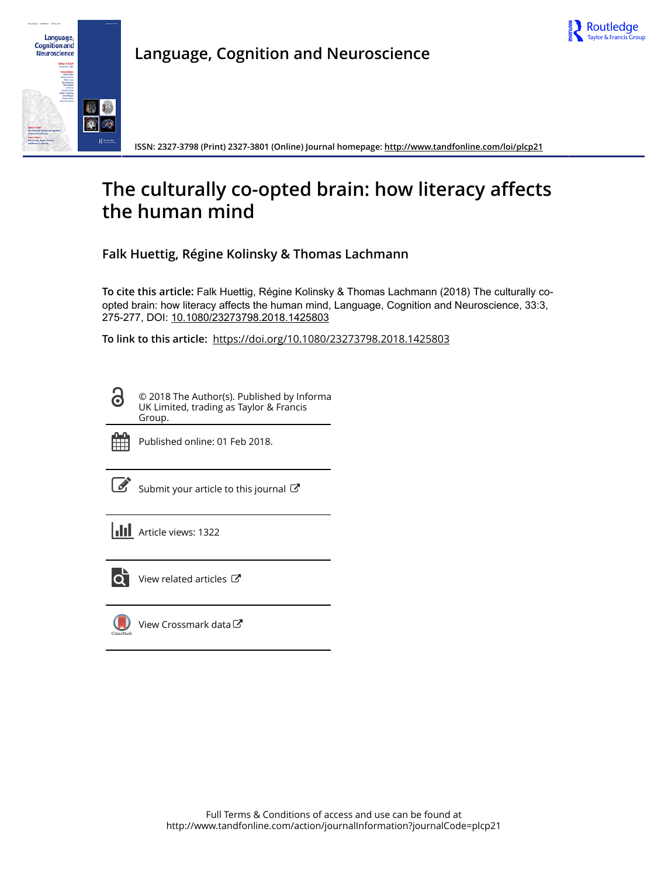Language, Cognition and Neuroscience

ISSN: 2327-3798 (Print) 2327-3801 (Online) Journal homepage: http://www.tandfonline.com/loi/plcp21

# The culturally co-opted brain: how literacy affects the human mind

**Falk Huettig, Régine Kolinsky & Thomas Lachmann**

**To cite this article:** Falk Huettig, Régine Kolinsky & Thomas Lachmann (2018) The culturally co-opted brain: how literacy affects the human mind, Language, Cognition and Neuroscience, 33:3, 275-277, DOI: 10.1080/23273798.2018.1425803

**To link to this article:** https://doi.org/10.1080/23273798.2018.1425803

© 2018 The Author(s). Published by Informa UK Limited, trading as Taylor & Francis Group.

Published online: 01 Feb 2018.

Submit your article to this journal

Article views: 1322

View related articles

View Crossmark data

Full Terms & Conditions of access and use can be found at
http://www.tandfonline.com/action/journalInformation?journalCode=plcp21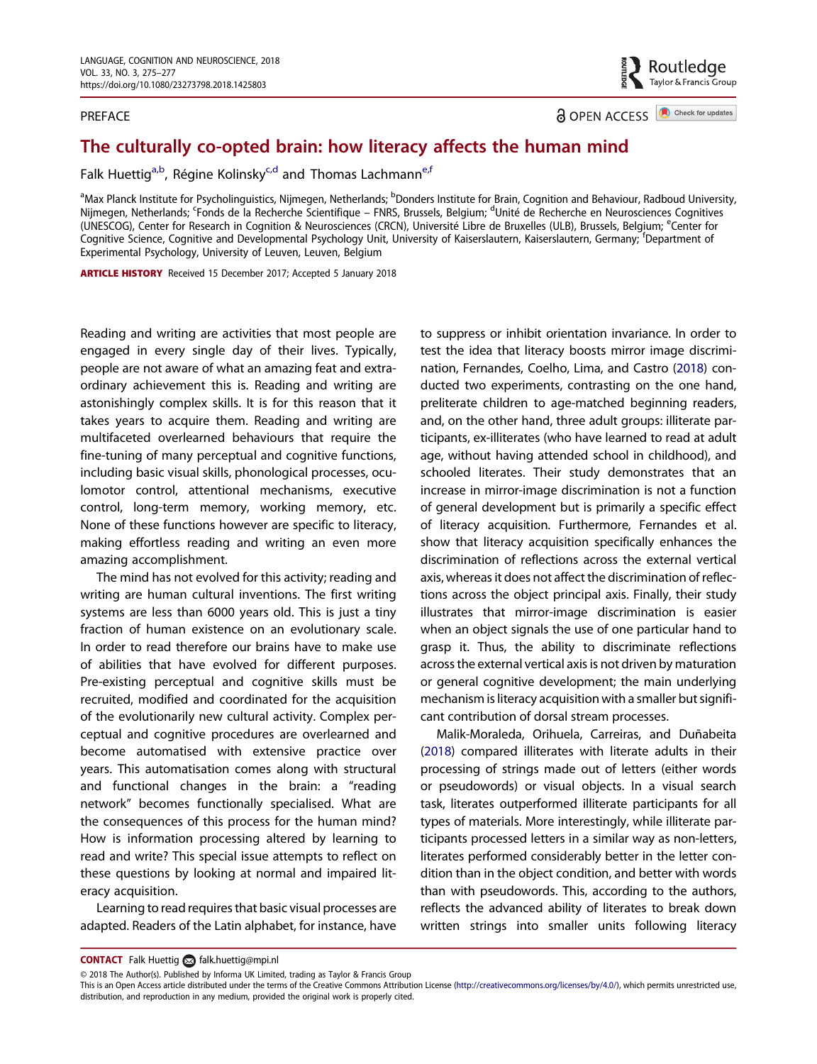PREFACE

# The culturally co-opted brain: how literacy affects the human mind

Falk Huettig[a,b], Régine Kolinsky[c,d] and Thomas Lachmann[e,f]

[a]Max Planck Institute for Psycholinguistics, Nijmegen, Netherlands; [b]Donders Institute for Brain, Cognition and Behaviour, Radboud University, Nijmegen, Netherlands; [c]Fonds de la Recherche Scientifique – FNRS, Brussels, Belgium; [d]Unité de Recherche en Neurosciences Cognitives (UNESCOG), Center for Research in Cognition & Neurosciences (CRCN), Université Libre de Bruxelles (ULB), Brussels, Belgium; [e]Center for Cognitive Science, Cognitive and Developmental Psychology Unit, University of Kaiserslautern, Kaiserslautern, Germany; [f]Department of Experimental Psychology, University of Leuven, Leuven, Belgium

**ARTICLE HISTORY** Received 15 December 2017; Accepted 5 January 2018

Reading and writing are activities that most people are engaged in every single day of their lives. Typically, people are not aware of what an amazing feat and extraordinary achievement this is. Reading and writing are astonishingly complex skills. It is for this reason that it takes years to acquire them. Reading and writing are multifaceted overlearned behaviours that require the fine-tuning of many perceptual and cognitive functions, including basic visual skills, phonological processes, oculomotor control, attentional mechanisms, executive control, long-term memory, working memory, etc. None of these functions however are specific to literacy, making effortless reading and writing an even more amazing accomplishment.

The mind has not evolved for this activity; reading and writing are human cultural inventions. The first writing systems are less than 6000 years old. This is just a tiny fraction of human existence on an evolutionary scale. In order to read therefore our brains have to make use of abilities that have evolved for different purposes. Pre-existing perceptual and cognitive skills must be recruited, modified and coordinated for the acquisition of the evolutionarily new cultural activity. Complex perceptual and cognitive procedures are overlearned and become automatised with extensive practice over years. This automatisation comes along with structural and functional changes in the brain: a "reading network" becomes functionally specialised. What are the consequences of this process for the human mind? How is information processing altered by learning to read and write? This special issue attempts to reflect on these questions by looking at normal and impaired literacy acquisition.

Learning to read requires that basic visual processes are adapted. Readers of the Latin alphabet, for instance, have to suppress or inhibit orientation invariance. In order to test the idea that literacy boosts mirror image discrimination, Fernandes, Coelho, Lima, and Castro (2018) conducted two experiments, contrasting on the one hand, preliterate children to age-matched beginning readers, and, on the other hand, three adult groups: illiterate participants, ex-illiterates (who have learned to read at adult age, without having attended school in childhood), and schooled literates. Their study demonstrates that an increase in mirror-image discrimination is not a function of general development but is primarily a specific effect of literacy acquisition. Furthermore, Fernandes et al. show that literacy acquisition specifically enhances the discrimination of reflections across the external vertical axis, whereas it does not affect the discrimination of reflections across the object principal axis. Finally, their study illustrates that mirror-image discrimination is easier when an object signals the use of one particular hand to grasp it. Thus, the ability to discriminate reflections across the external vertical axis is not driven by maturation or general cognitive development; the main underlying mechanism is literacy acquisition with a smaller but significant contribution of dorsal stream processes.

Malik-Moraleda, Orihuela, Carreiras, and Duñabeitia (2018) compared illiterates with literate adults in their processing of strings made out of letters (either words or pseudowords) or visual objects. In a visual search task, literates outperformed illiterate participants for all types of materials. More interestingly, while illiterate participants processed letters in a similar way as non-letters, literates performed considerably better in the letter condition than in the object condition, and better with words than with pseudowords. This, according to the authors, reflects the advanced ability of literates to break down written strings into smaller units following literacy

**CONTACT** Falk Huettig falk.huettig@mpi.nl

© 2018 The Author(s). Published by Informa UK Limited, trading as Taylor & Francis Group
This is an Open Access article distributed under the terms of the Creative Commons Attribution License (http://creativecommons.org/licenses/by/4.0/), which permits unrestricted use, distribution, and reproduction in any medium, provided the original work is properly cited.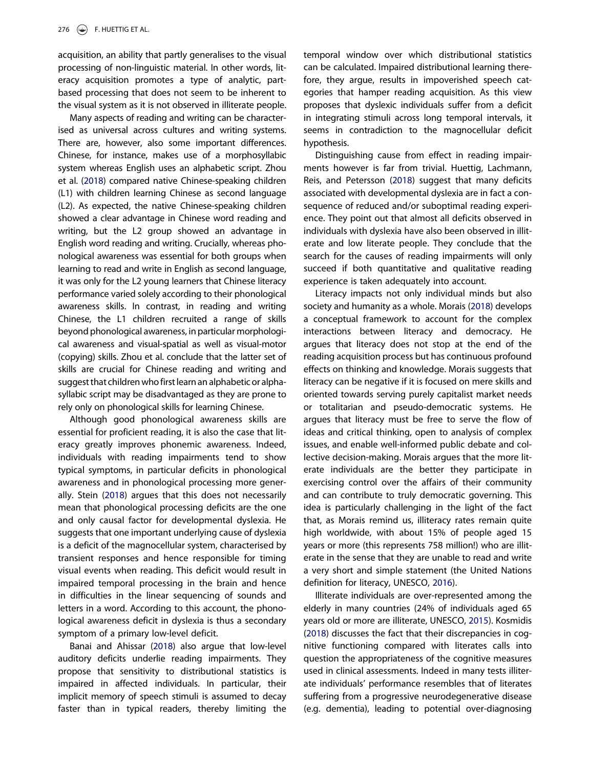acquisition, an ability that partly generalises to the visual processing of non-linguistic material. In other words, literacy acquisition promotes a type of analytic, part-based processing that does not seem to be inherent to the visual system as it is not observed in illiterate people.

Many aspects of reading and writing can be characterised as universal across cultures and writing systems. There are, however, also some important differences. Chinese, for instance, makes use of a morphosyllabic system whereas English uses an alphabetic script. Zhou et al. (2018) compared native Chinese-speaking children (L1) with children learning Chinese as second language (L2). As expected, the native Chinese-speaking children showed a clear advantage in Chinese word reading and writing, but the L2 group showed an advantage in English word reading and writing. Crucially, whereas phonological awareness was essential for both groups when learning to read and write in English as second language, it was only for the L2 young learners that Chinese literacy performance varied solely according to their phonological awareness skills. In contrast, in reading and writing Chinese, the L1 children recruited a range of skills beyond phonological awareness, in particular morphological awareness and visual-spatial as well as visual-motor (copying) skills. Zhou et al. conclude that the latter set of skills are crucial for Chinese reading and writing and suggest that children who first learn an alphabetic or alphasyllabic script may be disadvantaged as they are prone to rely only on phonological skills for learning Chinese.

Although good phonological awareness skills are essential for proficient reading, it is also the case that literacy greatly improves phonemic awareness. Indeed, individuals with reading impairments tend to show typical symptoms, in particular deficits in phonological awareness and in phonological processing more generally. Stein (2018) argues that this does not necessarily mean that phonological processing deficits are the one and only causal factor for developmental dyslexia. He suggests that one important underlying cause of dyslexia is a deficit of the magnocellular system, characterised by transient responses and hence responsible for timing visual events when reading. This deficit would result in impaired temporal processing in the brain and hence in difficulties in the linear sequencing of sounds and letters in a word. According to this account, the phonological awareness deficit in dyslexia is thus a secondary symptom of a primary low-level deficit.

Banai and Ahissar (2018) also argue that low-level auditory deficits underlie reading impairments. They propose that sensitivity to distributional statistics is impaired in affected individuals. In particular, their implicit memory of speech stimuli is assumed to decay faster than in typical readers, thereby limiting the temporal window over which distributional statistics can be calculated. Impaired distributional learning therefore, they argue, results in impoverished speech categories that hamper reading acquisition. As this view proposes that dyslexic individuals suffer from a deficit in integrating stimuli across long temporal intervals, it seems in contradiction to the magnocellular deficit hypothesis.

Distinguishing cause from effect in reading impairments however is far from trivial. Huettig, Lachmann, Reis, and Petersson (2018) suggest that many deficits associated with developmental dyslexia are in fact a consequence of reduced and/or suboptimal reading experience. They point out that almost all deficits observed in individuals with dyslexia have also been observed in illiterate and low literate people. They conclude that the search for the causes of reading impairments will only succeed if both quantitative and qualitative reading experience is taken adequately into account.

Literacy impacts not only individual minds but also society and humanity as a whole. Morais (2018) develops a conceptual framework to account for the complex interactions between literacy and democracy. He argues that literacy does not stop at the end of the reading acquisition process but has continuous profound effects on thinking and knowledge. Morais suggests that literacy can be negative if it is focused on mere skills and oriented towards serving purely capitalist market needs or totalitarian and pseudo-democratic systems. He argues that literacy must be free to serve the flow of ideas and critical thinking, open to analysis of complex issues, and enable well-informed public debate and collective decision-making. Morais argues that the more literate individuals are the better they participate in exercising control over the affairs of their community and can contribute to truly democratic governing. This idea is particularly challenging in the light of the fact that, as Morais remind us, illiteracy rates remain quite high worldwide, with about 15% of people aged 15 years or more (this represents 758 million!) who are illiterate in the sense that they are unable to read and write a very short and simple statement (the United Nations definition for literacy, UNESCO, 2016).

Illiterate individuals are over-represented among the elderly in many countries (24% of individuals aged 65 years old or more are illiterate, UNESCO, 2015). Kosmidis (2018) discusses the fact that their discrepancies in cognitive functioning compared with literates calls into question the appropriateness of the cognitive measures used in clinical assessments. Indeed in many tests illiterate individuals' performance resembles that of literates suffering from a progressive neurodegenerative disease (e.g. dementia), leading to potential over-diagnosing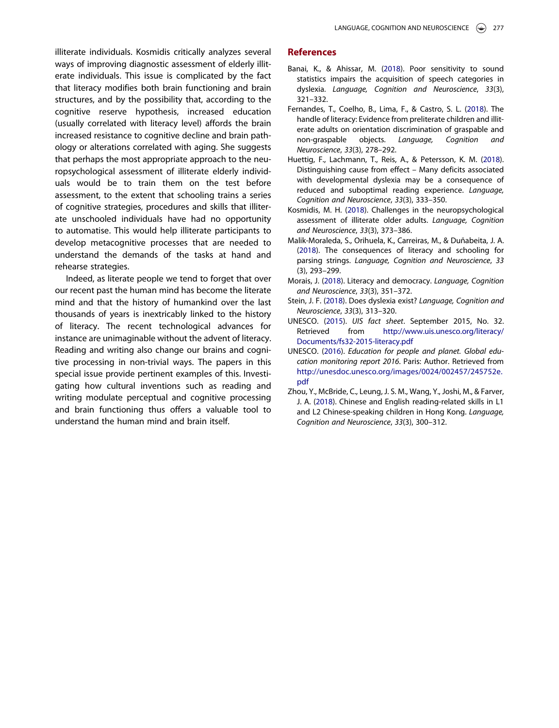illiterate individuals. Kosmidis critically analyzes several ways of improving diagnostic assessment of elderly illiterate individuals. This issue is complicated by the fact that literacy modifies both brain functioning and brain structures, and by the possibility that, according to the cognitive reserve hypothesis, increased education (usually correlated with literacy level) affords the brain increased resistance to cognitive decline and brain pathology or alterations correlated with aging. She suggests that perhaps the most appropriate approach to the neuropsychological assessment of illiterate elderly individuals would be to train them on the test before assessment, to the extent that schooling trains a series of cognitive strategies, procedures and skills that illiterate unschooled individuals have had no opportunity to automatise. This would help illiterate participants to develop metacognitive processes that are needed to understand the demands of the tasks at hand and rehearse strategies.

Indeed, as literate people we tend to forget that over our recent past the human mind has become the literate mind and that the history of humankind over the last thousands of years is inextricably linked to the history of literacy. The recent technological advances for instance are unimaginable without the advent of literacy. Reading and writing also change our brains and cognitive processing in non-trivial ways. The papers in this special issue provide pertinent examples of this. Investigating how cultural inventions such as reading and writing modulate perceptual and cognitive processing and brain functioning thus offers a valuable tool to understand the human mind and brain itself.

## References

Banai, K., & Ahissar, M. (2018). Poor sensitivity to sound statistics impairs the acquisition of speech categories in dyslexia. *Language, Cognition and Neuroscience*, *33*(3), 321–332.

Fernandes, T., Coelho, B., Lima, F., & Castro, S. L. (2018). The handle of literacy: Evidence from preliterate children and illiterate adults on orientation discrimination of graspable and non-graspable objects. *Language, Cognition and Neuroscience*, *33*(3), 278–292.

Huettig, F., Lachmann, T., Reis, A., & Petersson, K. M. (2018). Distinguishing cause from effect – Many deficits associated with developmental dyslexia may be a consequence of reduced and suboptimal reading experience. *Language, Cognition and Neuroscience*, *33*(3), 333–350.

Kosmidis, M. H. (2018). Challenges in the neuropsychological assessment of illiterate older adults. *Language, Cognition and Neuroscience*, *33*(3), 373–386.

Malik-Moraleda, S., Orihuela, K., Carreiras, M., & Duñabeita, J. A. (2018). The consequences of literacy and schooling for parsing strings. *Language, Cognition and Neuroscience*, *33*(3), 293–299.

Morais, J. (2018). Literacy and democracy. *Language, Cognition and Neuroscience*, *33*(3), 351–372.

Stein, J. F. (2018). Does dyslexia exist? *Language, Cognition and Neuroscience*, *33*(3), 313–320.

UNESCO. (2015). *UIS fact sheet*. September 2015, No. 32. Retrieved from http://www.uis.unesco.org/literacy/Documents/fs32-2015-literacy.pdf

UNESCO. (2016). *Education for people and planet. Global education monitoring report 2016*. Paris: Author. Retrieved from http://unesdoc.unesco.org/images/0024/002457/245752e.pdf

Zhou, Y., McBride, C., Leung, J. S. M., Wang, Y., Joshi, M., & Farver, J. A. (2018). Chinese and English reading-related skills in L1 and L2 Chinese-speaking children in Hong Kong. *Language, Cognition and Neuroscience*, *33*(3), 300–312.